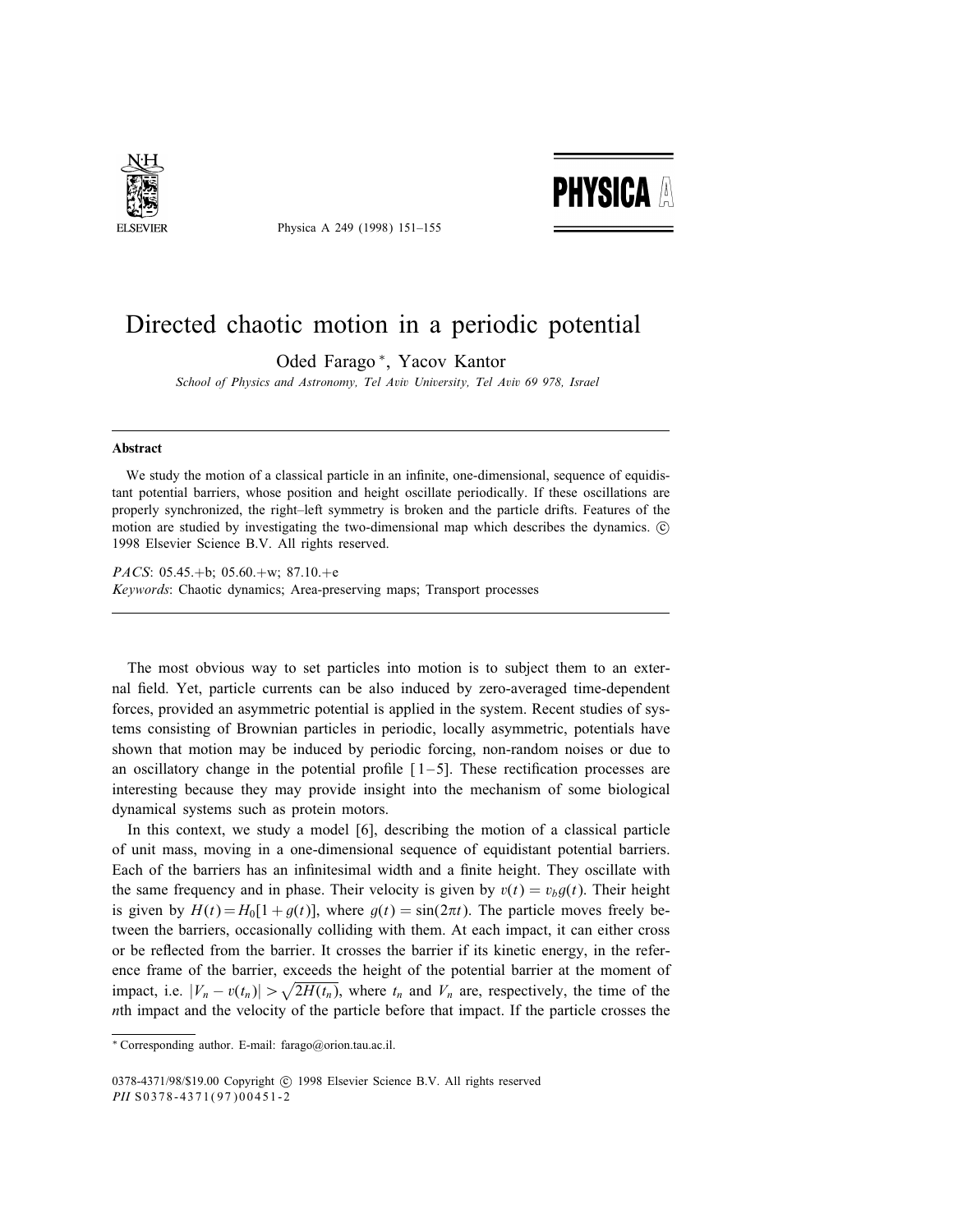# Directed chaotic motion in a periodic potential

Oded Farago *, Yacov Kantor

*School of Physics and Astronomy, Tel Aviv University, Tel Aviv 69 978, Israel*

## Abstract

We study the motion of a classical particle in an infinite, one-dimensional, sequence of equidistant potential barriers, whose position and height oscillate periodically. If these oscillations are properly synchronized, the right–left symmetry is broken and the particle drifts. Features of the motion are studied by investigating the two-dimensional map which describes the dynamics. © 1998 Elsevier Science B.V. All rights reserved.

*PACS*: 05.45.+b; 05.60.+w; 87.10.+e

*Keywords*: Chaotic dynamics; Area-preserving maps; Transport processes

The most obvious way to set particles into motion is to subject them to an external field. Yet, particle currents can be also induced by zero-averaged time-dependent forces, provided an asymmetric potential is applied in the system. Recent studies of systems consisting of Brownian particles in periodic, locally asymmetric, potentials have shown that motion may be induced by periodic forcing, non-random noises or due to an oscillatory change in the potential profile [1–5]. These rectification processes are interesting because they may provide insight into the mechanism of some biological dynamical systems such as protein motors.

In this context, we study a model [6], describing the motion of a classical particle of unit mass, moving in a one-dimensional sequence of equidistant potential barriers. Each of the barriers has an infinitesimal width and a finite height. They oscillate with the same frequency and in phase. Their velocity is given by $v(t) = v_b g(t)$. Their height is given by $H(t) = H_0[1 + g(t)]$, where $g(t) = \sin(2\pi t)$. The particle moves freely between the barriers, occasionally colliding with them. At each impact, it can either cross or be reflected from the barrier. It crosses the barrier if its kinetic energy, in the reference frame of the barrier, exceeds the height of the potential barrier at the moment of impact, i.e. $|V_n - v(t_n)| > \sqrt{2H(t_n)}$, where $t_n$ and $V_n$ are, respectively, the time of the $n$th impact and the velocity of the particle before that impact. If the particle crosses the

* Corresponding author. E-mail: farago@orion.tau.ac.il.

0378-4371/98/$19.00 Copyright © 1998 Elsevier Science B.V. All rights reserved
*PII* S0378-4371(97)00451-2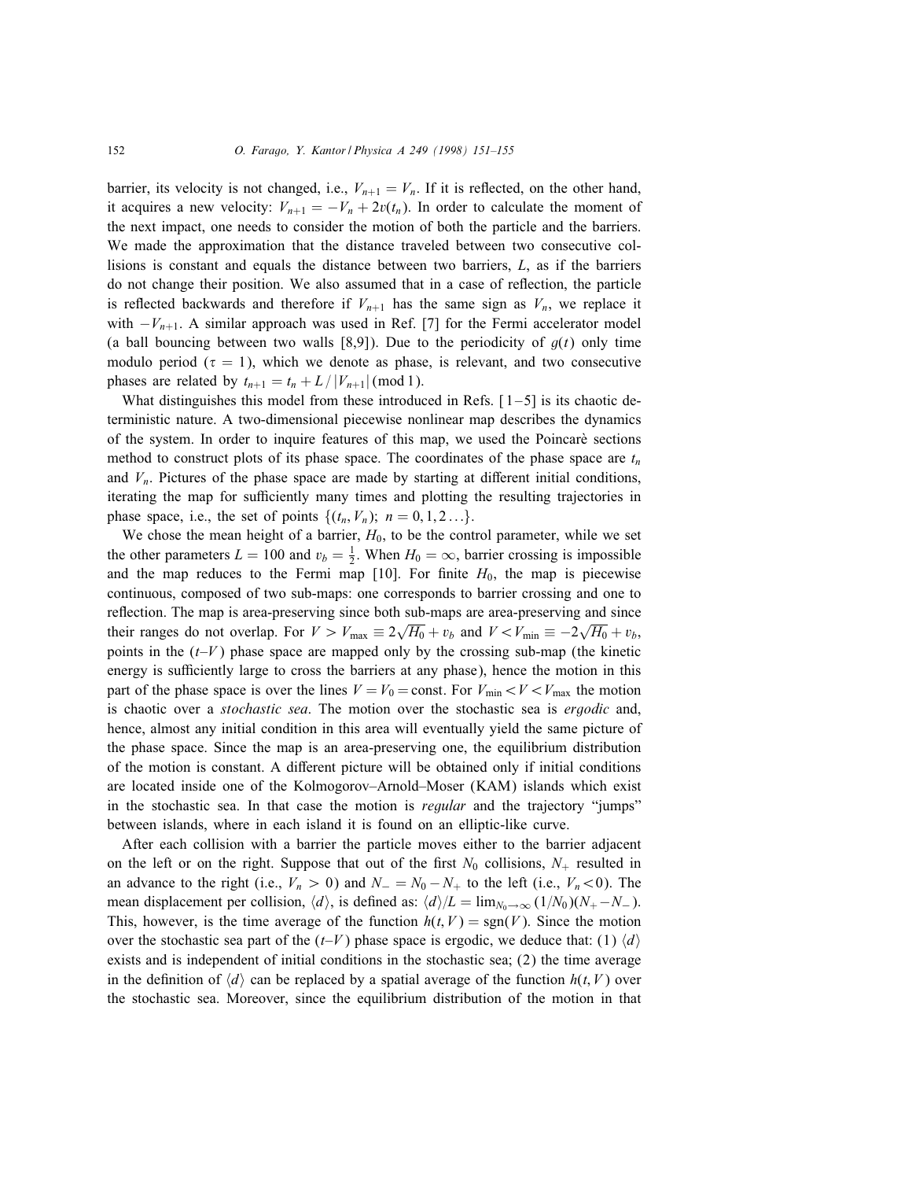barrier, its velocity is not changed, i.e., $V_{n+1} = V_n$. If it is reflected, on the other hand, it acquires a new velocity: $V_{n+1} = -V_n + 2v(t_n)$. In order to calculate the moment of the next impact, one needs to consider the motion of both the particle and the barriers. We made the approximation that the distance traveled between two consecutive collisions is constant and equals the distance between two barriers, $L$, as if the barriers do not change their position. We also assumed that in a case of reflection, the particle is reflected backwards and therefore if $V_{n+1}$ has the same sign as $V_n$, we replace it with $-V_{n+1}$. A similar approach was used in Ref. [7] for the Fermi accelerator model (a ball bouncing between two walls [8,9]). Due to the periodicity of $g(t)$ only time modulo period ($\tau = 1$), which we denote as phase, is relevant, and two consecutive phases are related by $t_{n+1} = t_n + L/|V_{n+1}| \,(\mathrm{mod}\, 1)$.

What distinguishes this model from these introduced in Refs. [1–5] is its chaotic deterministic nature. A two-dimensional piecewise nonlinear map describes the dynamics of the system. In order to inquire features of this map, we used the Poincarè sections method to construct plots of its phase space. The coordinates of the phase space are $t_n$ and $V_n$. Pictures of the phase space are made by starting at different initial conditions, iterating the map for sufficiently many times and plotting the resulting trajectories in phase space, i.e., the set of points $\{(t_n, V_n);\ n = 0, 1, 2 \ldots\}$.

We chose the mean height of a barrier, $H_0$, to be the control parameter, while we set the other parameters $L = 100$ and $v_b = \frac{1}{2}$. When $H_0 = \infty$, barrier crossing is impossible and the map reduces to the Fermi map [10]. For finite $H_0$, the map is piecewise continuous, composed of two sub-maps: one corresponds to barrier crossing and one to reflection. The map is area-preserving since both sub-maps are area-preserving and since their ranges do not overlap. For $V > V_{\max} \equiv 2\sqrt{H_0} + v_b$ and $V < V_{\min} \equiv -2\sqrt{H_0} + v_b$, points in the ($t$–$V$) phase space are mapped only by the crossing sub-map (the kinetic energy is sufficiently large to cross the barriers at any phase), hence the motion in this part of the phase space is over the lines $V = V_0 = \mathrm{const}$. For $V_{\min} < V < V_{\max}$ the motion is chaotic over a *stochastic sea*. The motion over the stochastic sea is *ergodic* and, hence, almost any initial condition in this area will eventually yield the same picture of the phase space. Since the map is an area-preserving one, the equilibrium distribution of the motion is constant. A different picture will be obtained only if initial conditions are located inside one of the Kolmogorov–Arnold–Moser (KAM) islands which exist in the stochastic sea. In that case the motion is *regular* and the trajectory "jumps" between islands, where in each island it is found on an elliptic-like curve.

After each collision with a barrier the particle moves either to the barrier adjacent on the left or on the right. Suppose that out of the first $N_0$ collisions, $N_+$ resulted in an advance to the right (i.e., $V_n > 0$) and $N_- = N_0 - N_+$ to the left (i.e., $V_n < 0$). The mean displacement per collision, $\langle d \rangle$, is defined as: $\langle d \rangle / L = \lim_{N_0 \to \infty} (1/N_0)(N_+ - N_-)$. This, however, is the time average of the function $h(t, V) = \mathrm{sgn}(V)$. Since the motion over the stochastic sea part of the ($t$–$V$) phase space is ergodic, we deduce that: (1) $\langle d \rangle$ exists and is independent of initial conditions in the stochastic sea; (2) the time average in the definition of $\langle d \rangle$ can be replaced by a spatial average of the function $h(t, V)$ over the stochastic sea. Moreover, since the equilibrium distribution of the motion in that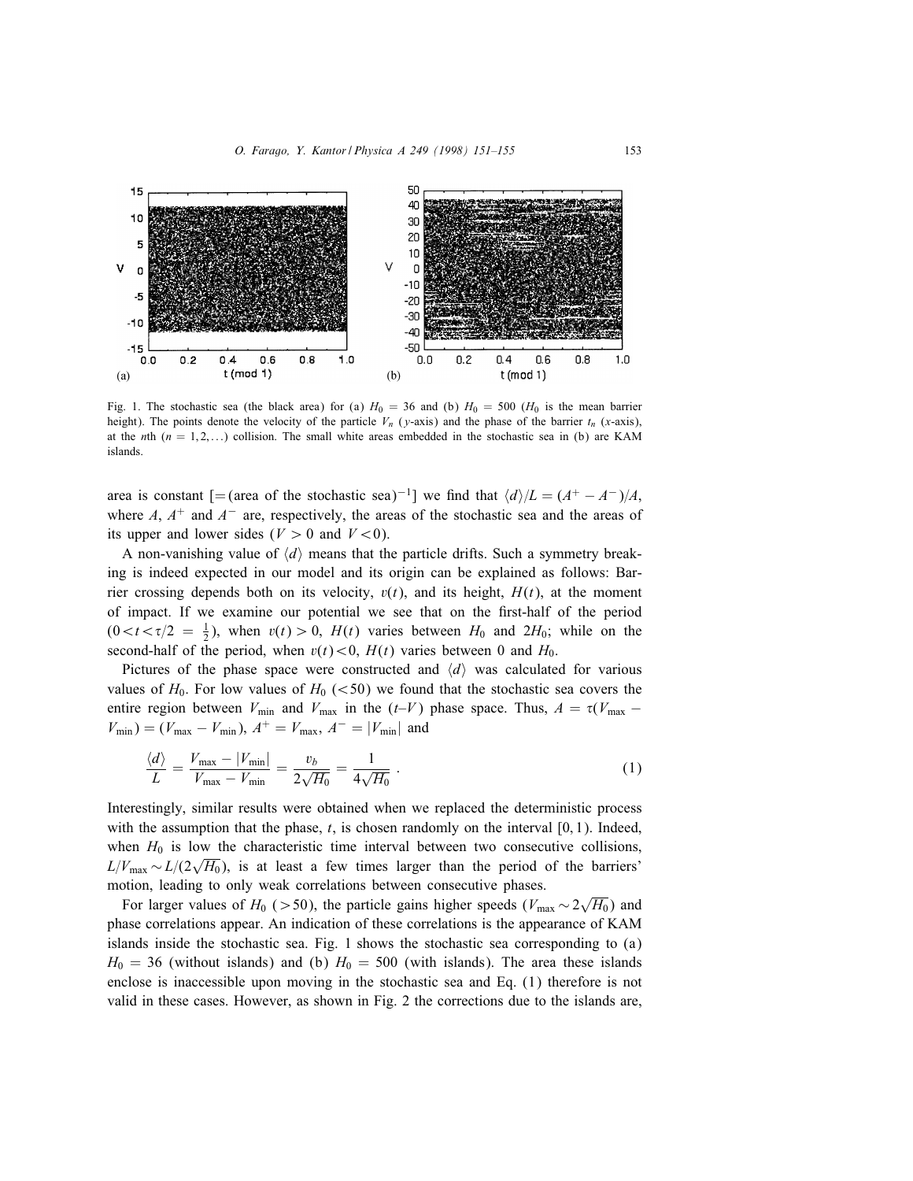Fig. 1. The stochastic sea (the black area) for (a) $H_0 = 36$ and (b) $H_0 = 500$ ($H_0$ is the mean barrier height). The points denote the velocity of the particle $V_n$ ($y$-axis) and the phase of the barrier $t_n$ ($x$-axis), at the $n$th ($n = 1, 2, \ldots$) collision. The small white areas embedded in the stochastic sea in (b) are KAM islands.

area is constant [$=$(area of the stochastic sea)$^{-1}$] we find that $\langle d \rangle / L = (A^+ - A^-)/A$, where $A$, $A^+$ and $A^-$ are, respectively, the areas of the stochastic sea and the areas of its upper and lower sides ($V > 0$ and $V < 0$).

A non-vanishing value of $\langle d \rangle$ means that the particle drifts. Such a symmetry breaking is indeed expected in our model and its origin can be explained as follows: Barrier crossing depends both on its velocity, $v(t)$, and its height, $H(t)$, at the moment of impact. If we examine our potential we see that on the first-half of the period ($0 < t < \tau/2 = \frac{1}{2}$), when $v(t) > 0$, $H(t)$ varies between $H_0$ and $2H_0$; while on the second-half of the period, when $v(t) < 0$, $H(t)$ varies between 0 and $H_0$.

Pictures of the phase space were constructed and $\langle d \rangle$ was calculated for various values of $H_0$. For low values of $H_0$ ($<50$) we found that the stochastic sea covers the entire region between $V_{\min}$ and $V_{\max}$ in the ($t$–$V$) phase space. Thus, $A = \tau(V_{\max} - V_{\min}) = (V_{\max} - V_{\min})$, $A^+ = V_{\max}$, $A^- = |V_{\min}|$ and

$$\frac{\langle d \rangle}{L} = \frac{V_{\max} - |V_{\min}|}{V_{\max} - V_{\min}} = \frac{v_b}{2\sqrt{H_0}} = \frac{1}{4\sqrt{H_0}} \; . \tag{1}$$

Interestingly, similar results were obtained when we replaced the deterministic process with the assumption that the phase, $t$, is chosen randomly on the interval $[0, 1)$. Indeed, when $H_0$ is low the characteristic time interval between two consecutive collisions, $L/V_{\max} \sim L/(2\sqrt{H_0})$, is at least a few times larger than the period of the barriers' motion, leading to only weak correlations between consecutive phases.

For larger values of $H_0$ ($>50$), the particle gains higher speeds ($V_{\max} \sim 2\sqrt{H_0}$) and phase correlations appear. An indication of these correlations is the appearance of KAM islands inside the stochastic sea. Fig. 1 shows the stochastic sea corresponding to (a) $H_0 = 36$ (without islands) and (b) $H_0 = 500$ (with islands). The area these islands enclose is inaccessible upon moving in the stochastic sea and Eq. (1) therefore is not valid in these cases. However, as shown in Fig. 2 the corrections due to the islands are,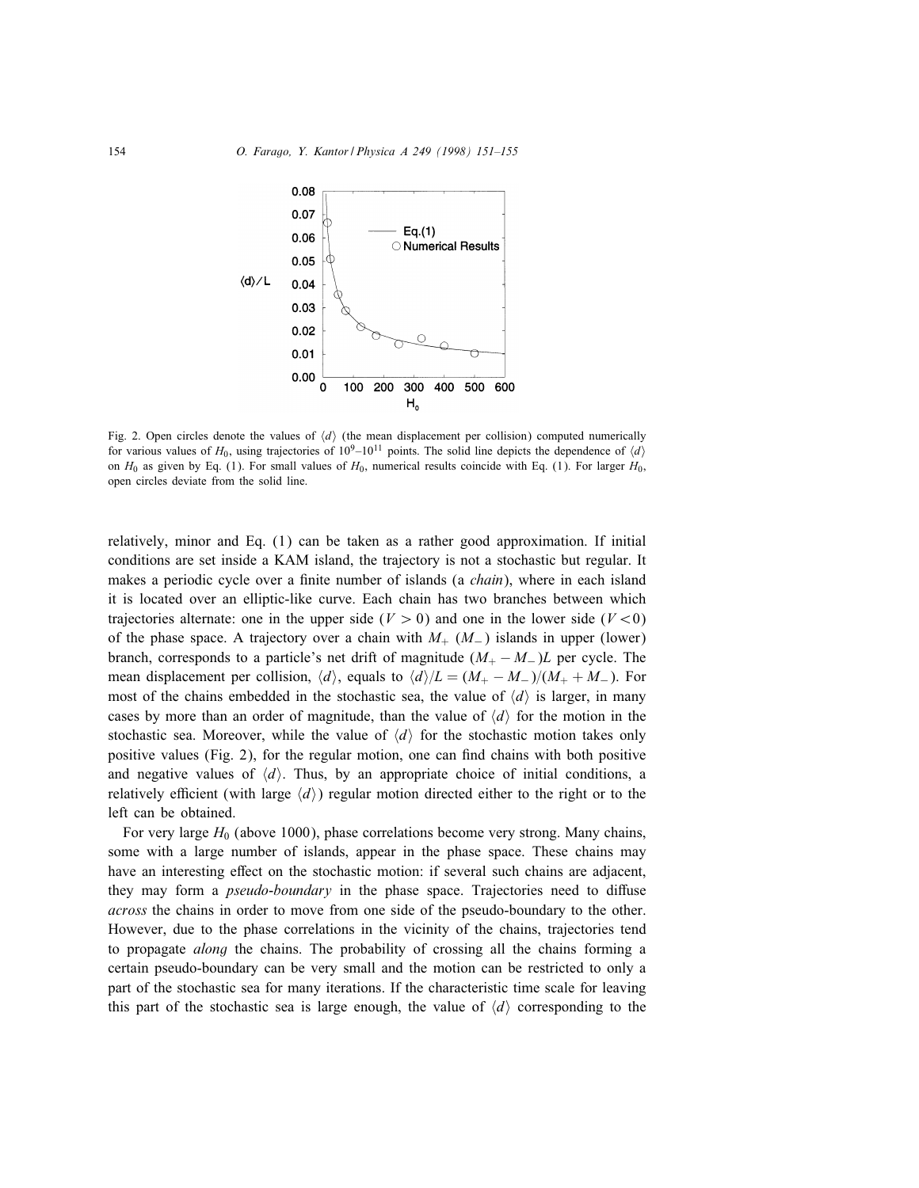Fig. 2. Open circles denote the values of $\langle d \rangle$ (the mean displacement per collision) computed numerically for various values of $H_0$, using trajectories of $10^9$–$10^{11}$ points. The solid line depicts the dependence of $\langle d \rangle$ on $H_0$ as given by Eq. (1). For small values of $H_0$, numerical results coincide with Eq. (1). For larger $H_0$, open circles deviate from the solid line.

relatively, minor and Eq. (1) can be taken as a rather good approximation. If initial conditions are set inside a KAM island, the trajectory is not a stochastic but regular. It makes a periodic cycle over a finite number of islands (a *chain*), where in each island it is located over an elliptic-like curve. Each chain has two branches between which trajectories alternate: one in the upper side ($V > 0$) and one in the lower side ($V < 0$) of the phase space. A trajectory over a chain with $M_+$ ($M_-$) islands in upper (lower) branch, corresponds to a particle's net drift of magnitude $(M_+ - M_-)L$ per cycle. The mean displacement per collision, $\langle d \rangle$, equals to $\langle d \rangle / L = (M_+ - M_-)/(M_+ + M_-)$. For most of the chains embedded in the stochastic sea, the value of $\langle d \rangle$ is larger, in many cases by more than an order of magnitude, than the value of $\langle d \rangle$ for the motion in the stochastic sea. Moreover, while the value of $\langle d \rangle$ for the stochastic motion takes only positive values (Fig. 2), for the regular motion, one can find chains with both positive and negative values of $\langle d \rangle$. Thus, by an appropriate choice of initial conditions, a relatively efficient (with large $\langle d \rangle$) regular motion directed either to the right or to the left can be obtained.

For very large $H_0$ (above 1000), phase correlations become very strong. Many chains, some with a large number of islands, appear in the phase space. These chains may have an interesting effect on the stochastic motion: if several such chains are adjacent, they may form a *pseudo-boundary* in the phase space. Trajectories need to diffuse *across* the chains in order to move from one side of the pseudo-boundary to the other. However, due to the phase correlations in the vicinity of the chains, trajectories tend to propagate *along* the chains. The probability of crossing all the chains forming a certain pseudo-boundary can be very small and the motion can be restricted to only a part of the stochastic sea for many iterations. If the characteristic time scale for leaving this part of the stochastic sea is large enough, the value of $\langle d \rangle$ corresponding to the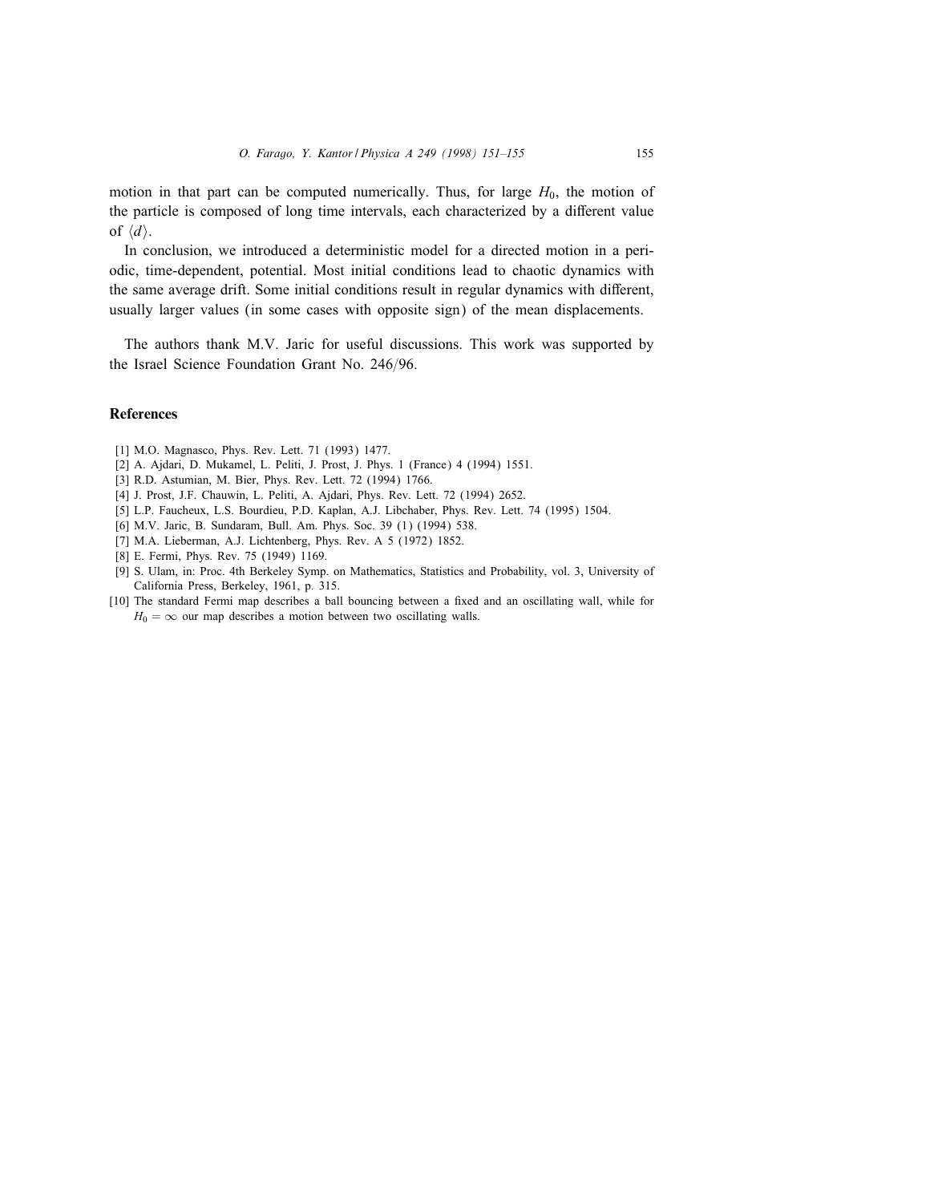motion in that part can be computed numerically. Thus, for large $H_0$, the motion of the particle is composed of long time intervals, each characterized by a different value of $\langle d \rangle$.

In conclusion, we introduced a deterministic model for a directed motion in a periodic, time-dependent, potential. Most initial conditions lead to chaotic dynamics with the same average drift. Some initial conditions result in regular dynamics with different, usually larger values (in some cases with opposite sign) of the mean displacements.

The authors thank M.V. Jaric for useful discussions. This work was supported by the Israel Science Foundation Grant No. 246/96.

## References

[1] M.O. Magnasco, Phys. Rev. Lett. 71 (1993) 1477.

[2] A. Ajdari, D. Mukamel, L. Peliti, J. Prost, J. Phys. 1 (France) 4 (1994) 1551.

[3] R.D. Astumian, M. Bier, Phys. Rev. Lett. 72 (1994) 1766.

[4] J. Prost, J.F. Chauwin, L. Peliti, A. Ajdari, Phys. Rev. Lett. 72 (1994) 2652.

[5] L.P. Faucheux, L.S. Bourdieu, P.D. Kaplan, A.J. Libchaber, Phys. Rev. Lett. 74 (1995) 1504.

[6] M.V. Jaric, B. Sundaram, Bull. Am. Phys. Soc. 39 (1) (1994) 538.

[7] M.A. Lieberman, A.J. Lichtenberg, Phys. Rev. A 5 (1972) 1852.

[8] E. Fermi, Phys. Rev. 75 (1949) 1169.

[9] S. Ulam, in: Proc. 4th Berkeley Symp. on Mathematics, Statistics and Probability, vol. 3, University of California Press, Berkeley, 1961, p. 315.

[10] The standard Fermi map describes a ball bouncing between a fixed and an oscillating wall, while for $H_0 = \infty$ our map describes a motion between two oscillating walls.